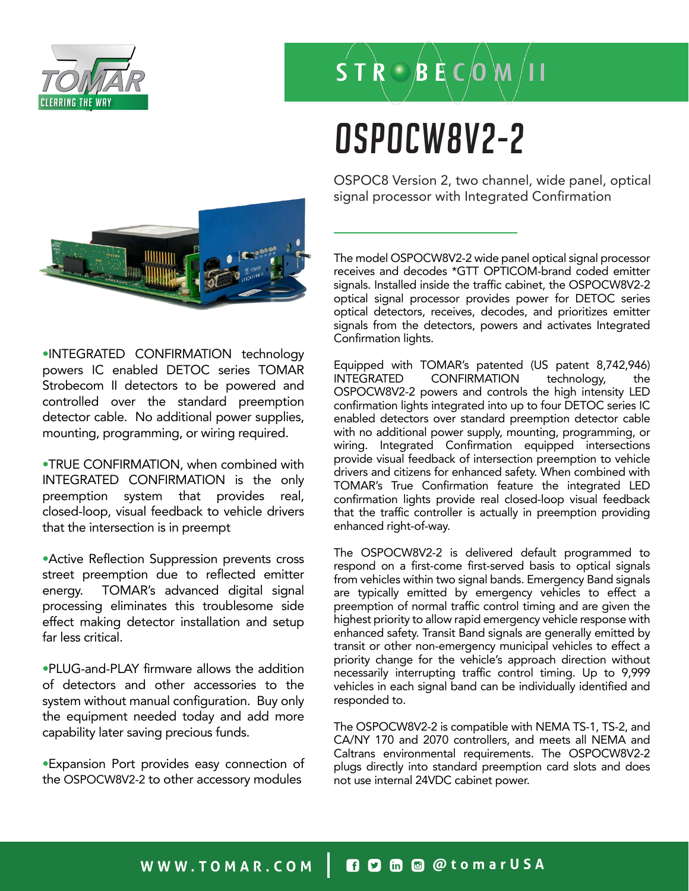TOMAR CLEARING THE WAY

STROBECOM II

# OSPOCW8V2-2

OSPOC8 Version 2, two channel, wide panel, optical signal processor with Integrated Confirmation

- •INTEGRATED CONFIRMATION technology powers IC enabled DETOC series TOMAR Strobecom II detectors to be powered and controlled over the standard preemption detector cable. No additional power supplies, mounting, programming, or wiring required.

- •TRUE CONFIRMATION, when combined with INTEGRATED CONFIRMATION is the only preemption system that provides real, closed-loop, visual feedback to vehicle drivers that the intersection is in preempt

- •Active Reflection Suppression prevents cross street preemption due to reflected emitter energy. TOMAR's advanced digital signal processing eliminates this troublesome side effect making detector installation and setup far less critical.

- •PLUG-and-PLAY firmware allows the addition of detectors and other accessories to the system without manual configuration. Buy only the equipment needed today and add more capability later saving precious funds.

- •Expansion Port provides easy connection of the OSPOCW8V2-2 to other accessory modules

The model OSPOCW8V2-2 wide panel optical signal processor receives and decodes *GTT OPTICOM-brand coded emitter signals. Installed inside the traffic cabinet, the OSPOCW8V2-2 optical signal processor provides power for DETOC series optical detectors, receives, decodes, and prioritizes emitter signals from the detectors, powers and activates Integrated Confirmation lights.

Equipped with TOMAR's patented (US patent 8,742,946) INTEGRATED CONFIRMATION technology, the OSPOCW8V2-2 powers and controls the high intensity LED confirmation lights integrated into up to four DETOC series IC enabled detectors over standard preemption detector cable with no additional power supply, mounting, programming, or wiring. Integrated Confirmation equipped intersections provide visual feedback of intersection preemption to vehicle drivers and citizens for enhanced safety. When combined with TOMAR's True Confirmation feature the integrated LED confirmation lights provide real closed-loop visual feedback that the traffic controller is actually in preemption providing enhanced right-of-way.

The OSPOCW8V2-2 is delivered default programmed to respond on a first-come first-served basis to optical signals from vehicles within two signal bands. Emergency Band signals are typically emitted by emergency vehicles to effect a preemption of normal traffic control timing and are given the highest priority to allow rapid emergency vehicle response with enhanced safety. Transit Band signals are generally emitted by transit or other non-emergency municipal vehicles to effect a priority change for the vehicle's approach direction without necessarily interrupting traffic control timing. Up to 9,999 vehicles in each signal band can be individually identified and responded to.

The OSPOCW8V2-2 is compatible with NEMA TS-1, TS-2, and CA/NY 170 and 2070 controllers, and meets all NEMA and Caltrans environmental requirements. The OSPOCW8V2-2 plugs directly into standard preemption card slots and does not use internal 24VDC cabinet power.

WWW.TOMAR.COM | @tomarUSA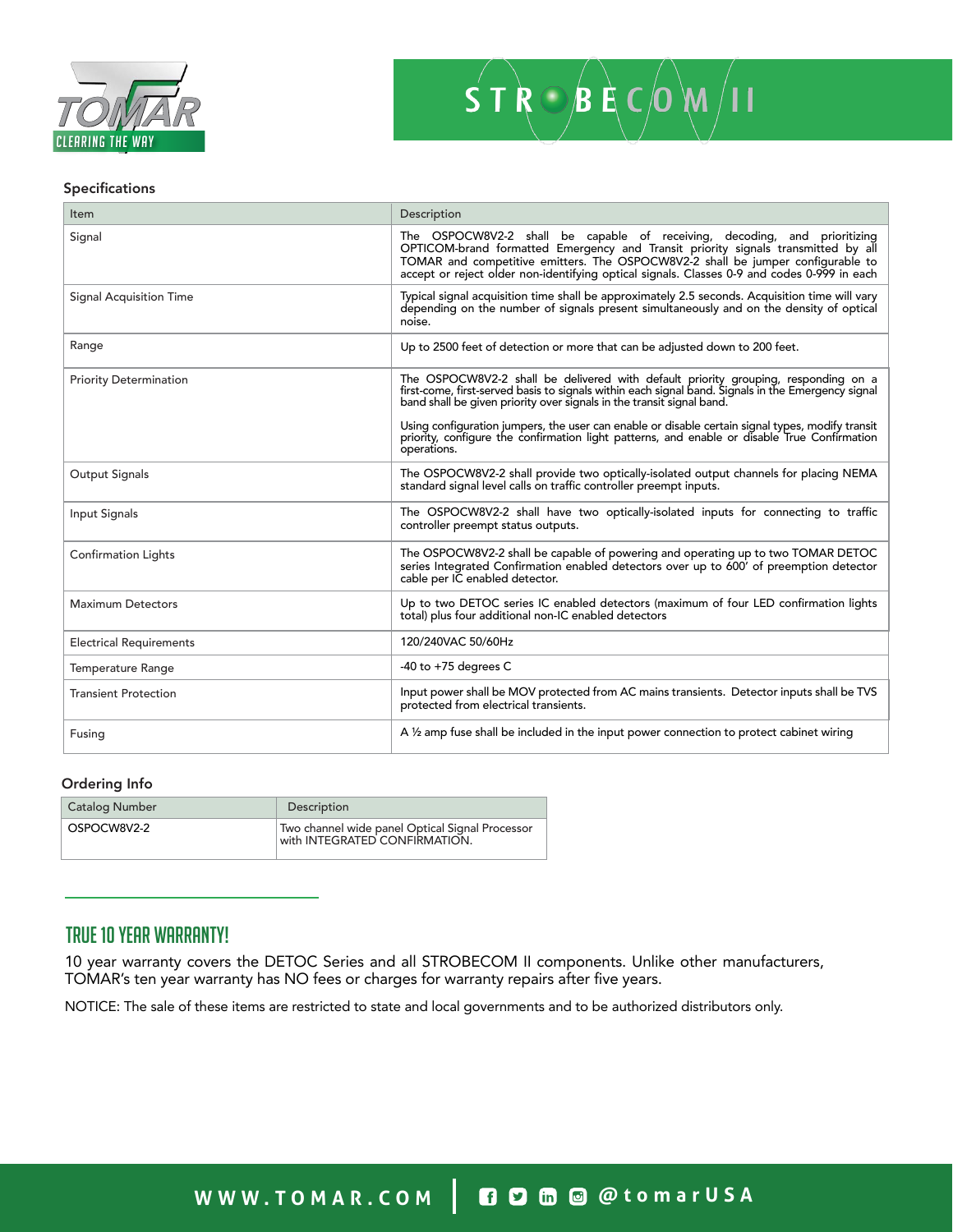## Specifications

| Item | Description |
|---|---|
| Signal | The OSPOCW8V2-2 shall be capable of receiving, decoding, and prioritizing OPTICOM-brand formatted Emergency and Transit priority signals transmitted by all TOMAR and competitive emitters. The OSPOCW8V2-2 shall be jumper configurable to accept or reject older non-identifying optical signals. Classes 0-9 and codes 0-999 in each |
| Signal Acquisition Time | Typical signal acquisition time shall be approximately 2.5 seconds. Acquisition time will vary depending on the number of signals present simultaneously and on the density of optical noise. |
| Range | Up to 2500 feet of detection or more that can be adjusted down to 200 feet. |
| Priority Determination | The OSPOCW8V2-2 shall be delivered with default priority grouping, responding on a first-come, first-served basis to signals within each signal band. Signals in the Emergency signal band shall be given priority over signals in the transit signal band.<br><br>Using configuration jumpers, the user can enable or disable certain signal types, modify transit priority, configure the confirmation light patterns, and enable or disable True Confirmation operations. |
| Output Signals | The OSPOCW8V2-2 shall provide two optically-isolated output channels for placing NEMA standard signal level calls on traffic controller preempt inputs. |
| Input Signals | The OSPOCW8V2-2 shall have two optically-isolated inputs for connecting to traffic controller preempt status outputs. |
| Confirmation Lights | The OSPOCW8V2-2 shall be capable of powering and operating up to two TOMAR DETOC series Integrated Confirmation enabled detectors over up to 600' of preemption detector cable per IC enabled detector. |
| Maximum Detectors | Up to two DETOC series IC enabled detectors (maximum of four LED confirmation lights total) plus four additional non-IC enabled detectors |
| Electrical Requirements | 120/240VAC 50/60Hz |
| Temperature Range | -40 to +75 degrees C |
| Transient Protection | Input power shall be MOV protected from AC mains transients. Detector inputs shall be TVS protected from electrical transients. |
| Fusing | A ½ amp fuse shall be included in the input power connection to protect cabinet wiring |

## Ordering Info

| Catalog Number | Description |
|---|---|
| OSPOCW8V2-2 | Two channel wide panel Optical Signal Processor with INTEGRATED CONFIRMATION. |

## TRUE 10 YEAR WARRANTY!

10 year warranty covers the DETOC Series and all STROBECOM II components. Unlike other manufacturers, TOMAR's ten year warranty has NO fees or charges for warranty repairs after five years.

NOTICE: The sale of these items are restricted to state and local governments and to be authorized distributors only.

WWW.TOMAR.COM | @tomarUSA